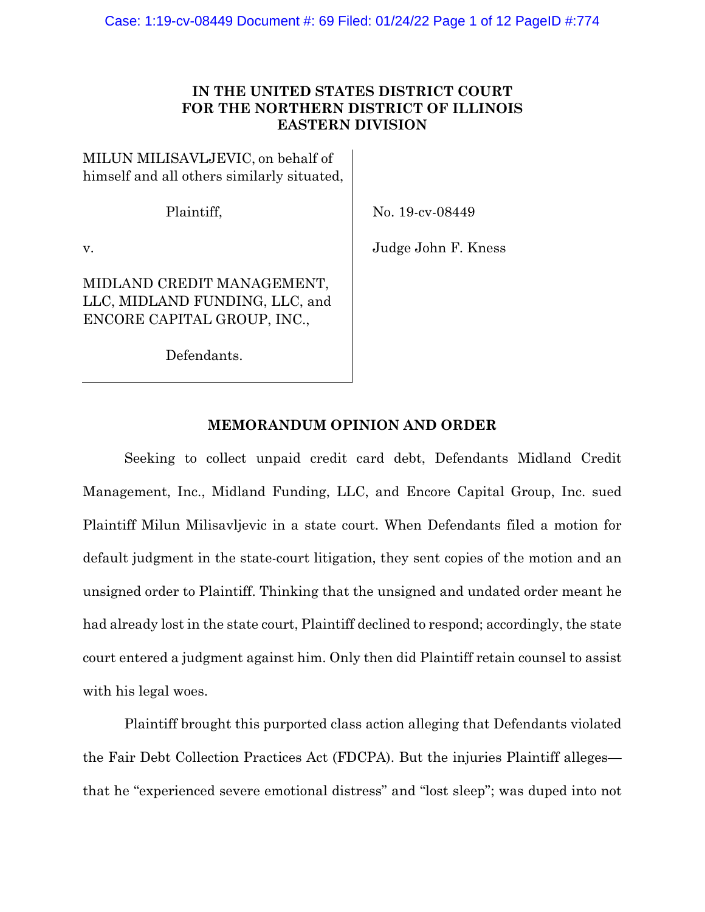**IN THE UNITED STATES DISTRICT COURT**
**FOR THE NORTHERN DISTRICT OF ILLINOIS**
**EASTERN DIVISION**

MILUN MILISAVLJEVIC, on behalf of himself and all others similarly situated,

Plaintiff,

v.

MIDLAND CREDIT MANAGEMENT, LLC, MIDLAND FUNDING, LLC, and ENCORE CAPITAL GROUP, INC.,

Defendants.

No. 19-cv-08449

Judge John F. Kness

**MEMORANDUM OPINION AND ORDER**

Seeking to collect unpaid credit card debt, Defendants Midland Credit Management, Inc., Midland Funding, LLC, and Encore Capital Group, Inc. sued Plaintiff Milun Milisavljevic in a state court. When Defendants filed a motion for default judgment in the state-court litigation, they sent copies of the motion and an unsigned order to Plaintiff. Thinking that the unsigned and undated order meant he had already lost in the state court, Plaintiff declined to respond; accordingly, the state court entered a judgment against him. Only then did Plaintiff retain counsel to assist with his legal woes.

Plaintiff brought this purported class action alleging that Defendants violated the Fair Debt Collection Practices Act (FDCPA). But the injuries Plaintiff alleges—that he "experienced severe emotional distress" and "lost sleep"; was duped into not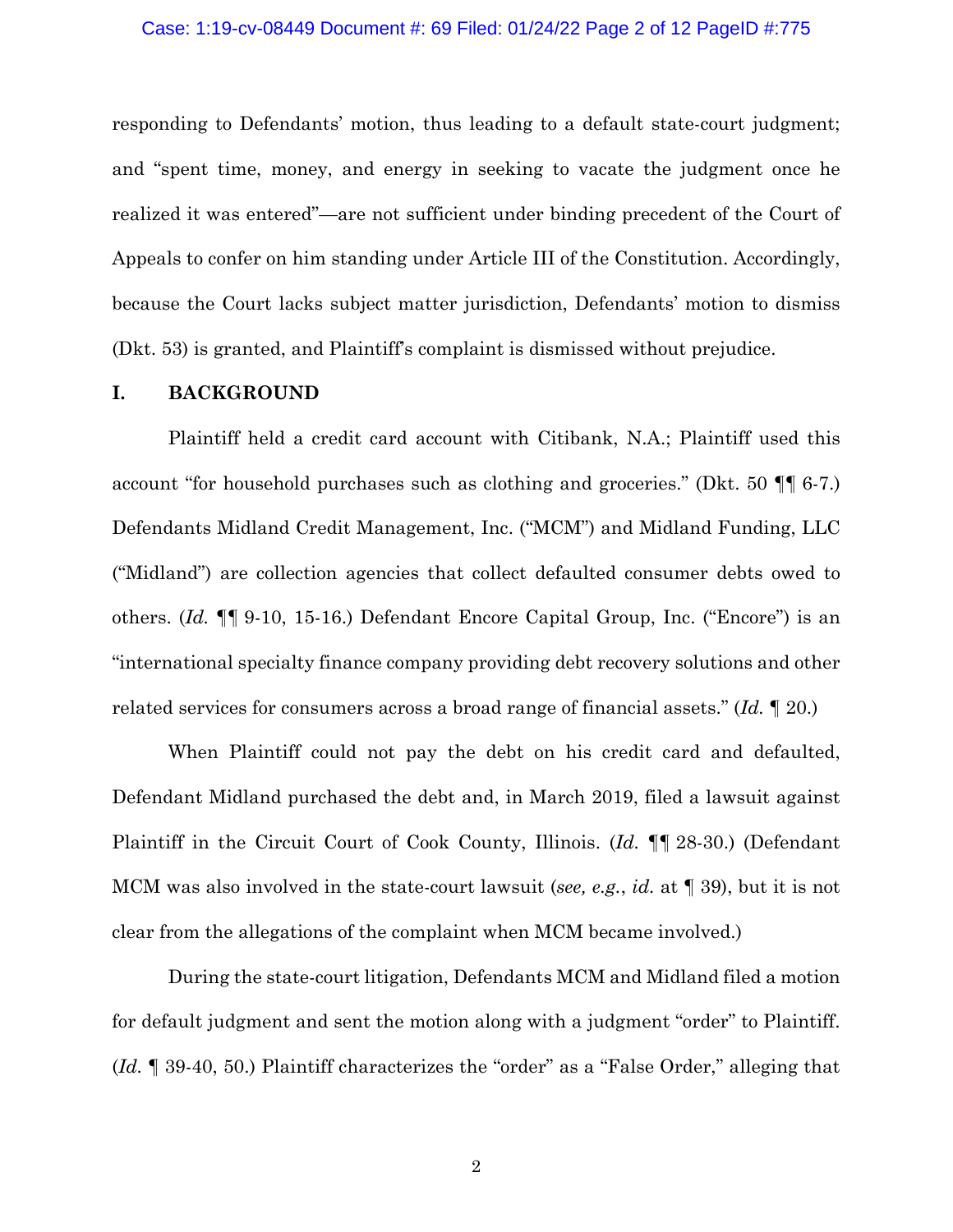responding to Defendants' motion, thus leading to a default state-court judgment; and "spent time, money, and energy in seeking to vacate the judgment once he realized it was entered"—are not sufficient under binding precedent of the Court of Appeals to confer on him standing under Article III of the Constitution. Accordingly, because the Court lacks subject matter jurisdiction, Defendants' motion to dismiss (Dkt. 53) is granted, and Plaintiff's complaint is dismissed without prejudice.

## I. BACKGROUND

Plaintiff held a credit card account with Citibank, N.A.; Plaintiff used this account "for household purchases such as clothing and groceries." (Dkt. 50 ¶¶ 6-7.) Defendants Midland Credit Management, Inc. ("MCM") and Midland Funding, LLC ("Midland") are collection agencies that collect defaulted consumer debts owed to others. (*Id.* ¶¶ 9-10, 15-16.) Defendant Encore Capital Group, Inc. ("Encore") is an "international specialty finance company providing debt recovery solutions and other related services for consumers across a broad range of financial assets." (*Id.* ¶ 20.)

When Plaintiff could not pay the debt on his credit card and defaulted, Defendant Midland purchased the debt and, in March 2019, filed a lawsuit against Plaintiff in the Circuit Court of Cook County, Illinois. (*Id.* ¶¶ 28-30.) (Defendant MCM was also involved in the state-court lawsuit (*see, e.g.*, *id.* at ¶ 39), but it is not clear from the allegations of the complaint when MCM became involved.)

During the state-court litigation, Defendants MCM and Midland filed a motion for default judgment and sent the motion along with a judgment "order" to Plaintiff. (*Id.* ¶ 39-40, 50.) Plaintiff characterizes the "order" as a "False Order," alleging that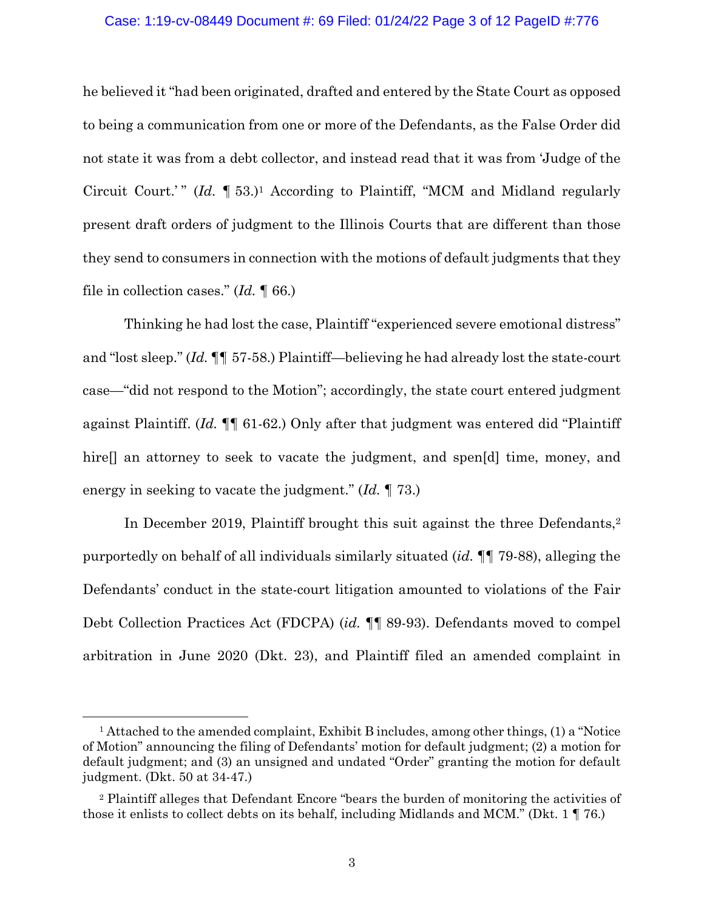he believed it "had been originated, drafted and entered by the State Court as opposed to being a communication from one or more of the Defendants, as the False Order did not state it was from a debt collector, and instead read that it was from 'Judge of the Circuit Court.' " (*Id.* ¶ 53.)[1] According to Plaintiff, "MCM and Midland regularly present draft orders of judgment to the Illinois Courts that are different than those they send to consumers in connection with the motions of default judgments that they file in collection cases." (*Id.* ¶ 66.)

Thinking he had lost the case, Plaintiff "experienced severe emotional distress" and "lost sleep." (*Id.* ¶¶ 57-58.) Plaintiff—believing he had already lost the state-court case—"did not respond to the Motion"; accordingly, the state court entered judgment against Plaintiff. (*Id.* ¶¶ 61-62.) Only after that judgment was entered did "Plaintiff hire[] an attorney to seek to vacate the judgment, and spen[d] time, money, and energy in seeking to vacate the judgment." (*Id.* ¶ 73.)

In December 2019, Plaintiff brought this suit against the three Defendants,[2] purportedly on behalf of all individuals similarly situated (*id.* ¶¶ 79-88), alleging the Defendants' conduct in the state-court litigation amounted to violations of the Fair Debt Collection Practices Act (FDCPA) (*id.* ¶¶ 89-93). Defendants moved to compel arbitration in June 2020 (Dkt. 23), and Plaintiff filed an amended complaint in

---

[1] Attached to the amended complaint, Exhibit B includes, among other things, (1) a "Notice of Motion" announcing the filing of Defendants' motion for default judgment; (2) a motion for default judgment; and (3) an unsigned and undated "Order" granting the motion for default judgment. (Dkt. 50 at 34-47.)

[2] Plaintiff alleges that Defendant Encore "bears the burden of monitoring the activities of those it enlists to collect debts on its behalf, including Midlands and MCM." (Dkt. 1 ¶ 76.)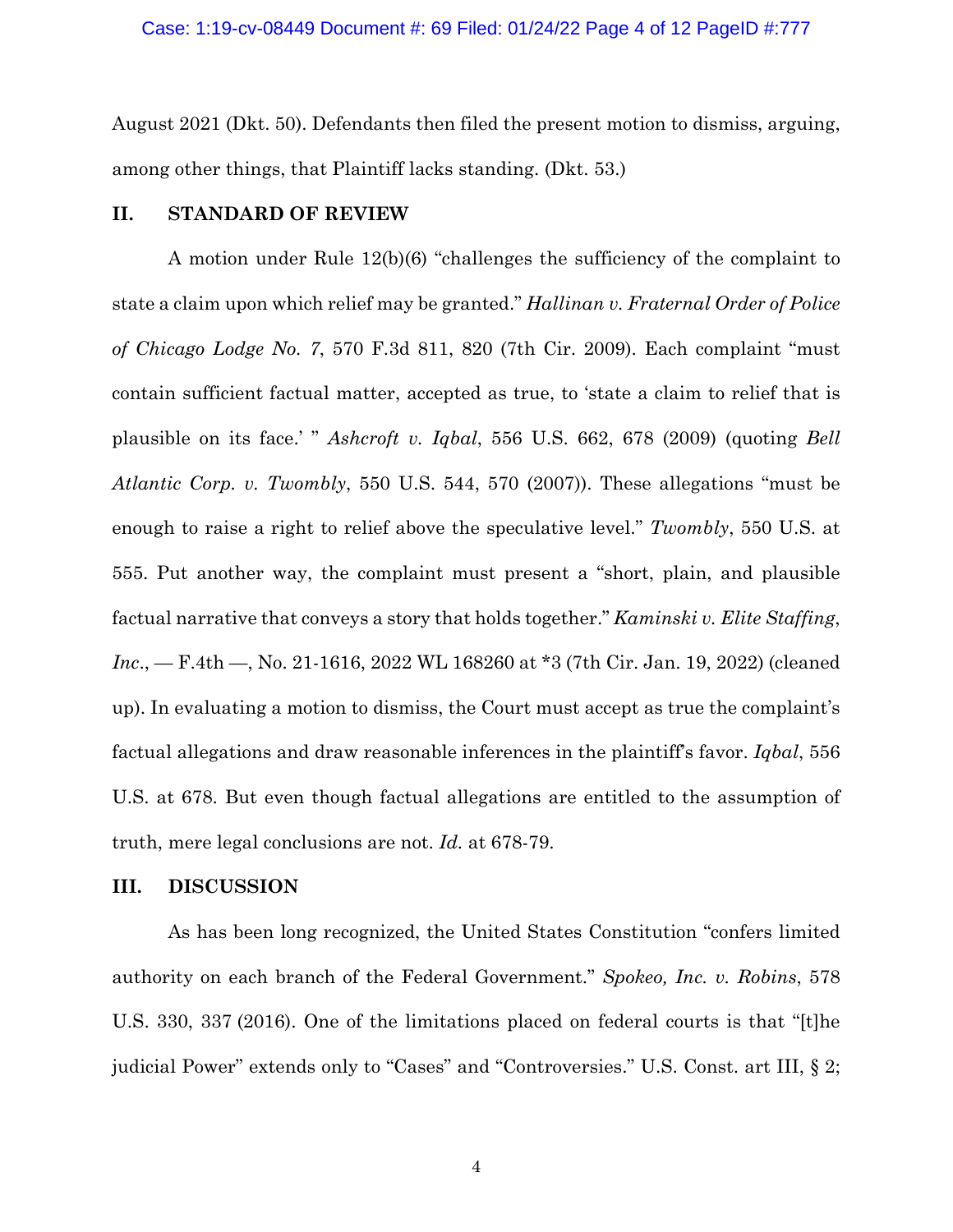August 2021 (Dkt. 50). Defendants then filed the present motion to dismiss, arguing, among other things, that Plaintiff lacks standing. (Dkt. 53.)

## II. STANDARD OF REVIEW

A motion under Rule 12(b)(6) "challenges the sufficiency of the complaint to state a claim upon which relief may be granted." *Hallinan v. Fraternal Order of Police of Chicago Lodge No. 7*, 570 F.3d 811, 820 (7th Cir. 2009). Each complaint "must contain sufficient factual matter, accepted as true, to 'state a claim to relief that is plausible on its face.' " *Ashcroft v. Iqbal*, 556 U.S. 662, 678 (2009) (quoting *Bell Atlantic Corp. v. Twombly*, 550 U.S. 544, 570 (2007)). These allegations "must be enough to raise a right to relief above the speculative level." *Twombly*, 550 U.S. at 555. Put another way, the complaint must present a "short, plain, and plausible factual narrative that conveys a story that holds together." *Kaminski v. Elite Staffing, Inc.*, — F.4th —, No. 21-1616, 2022 WL 168260 at *3 (7th Cir. Jan. 19, 2022) (cleaned up). In evaluating a motion to dismiss, the Court must accept as true the complaint's factual allegations and draw reasonable inferences in the plaintiff's favor. *Iqbal*, 556 U.S. at 678. But even though factual allegations are entitled to the assumption of truth, mere legal conclusions are not. *Id.* at 678-79.

## III. DISCUSSION

As has been long recognized, the United States Constitution "confers limited authority on each branch of the Federal Government." *Spokeo, Inc. v. Robins*, 578 U.S. 330, 337 (2016). One of the limitations placed on federal courts is that "[t]he judicial Power" extends only to "Cases" and "Controversies." U.S. Const. art III, § 2;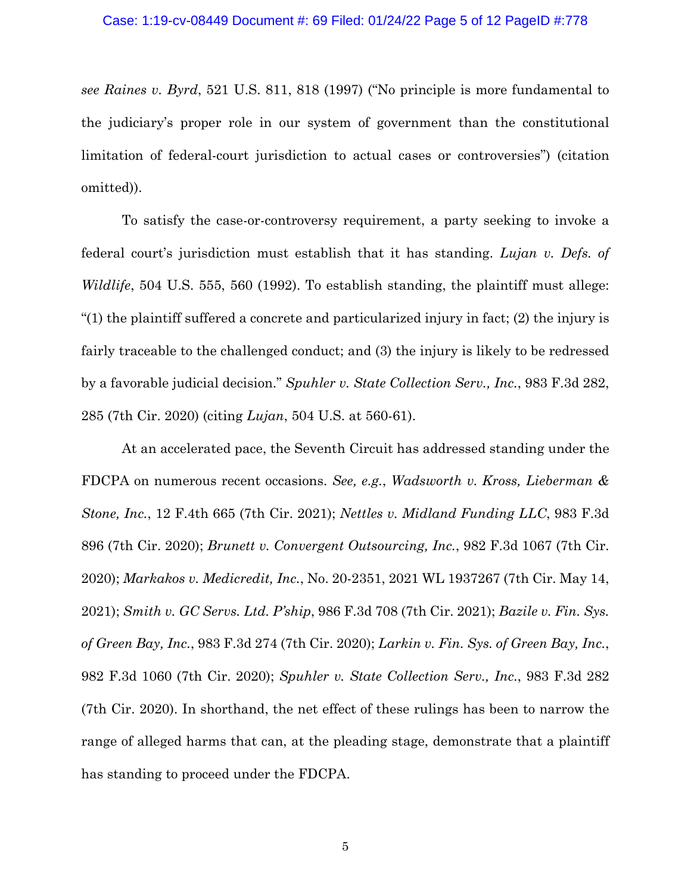*see Raines v. Byrd*, 521 U.S. 811, 818 (1997) ("No principle is more fundamental to the judiciary's proper role in our system of government than the constitutional limitation of federal-court jurisdiction to actual cases or controversies") (citation omitted)).

To satisfy the case-or-controversy requirement, a party seeking to invoke a federal court's jurisdiction must establish that it has standing. *Lujan v. Defs. of Wildlife*, 504 U.S. 555, 560 (1992). To establish standing, the plaintiff must allege: "(1) the plaintiff suffered a concrete and particularized injury in fact; (2) the injury is fairly traceable to the challenged conduct; and (3) the injury is likely to be redressed by a favorable judicial decision." *Spuhler v. State Collection Serv., Inc.*, 983 F.3d 282, 285 (7th Cir. 2020) (citing *Lujan*, 504 U.S. at 560-61).

At an accelerated pace, the Seventh Circuit has addressed standing under the FDCPA on numerous recent occasions. *See, e.g.*, *Wadsworth v. Kross, Lieberman & Stone, Inc.*, 12 F.4th 665 (7th Cir. 2021); *Nettles v. Midland Funding LLC*, 983 F.3d 896 (7th Cir. 2020); *Brunett v. Convergent Outsourcing, Inc.*, 982 F.3d 1067 (7th Cir. 2020); *Markakos v. Medicredit, Inc.*, No. 20-2351, 2021 WL 1937267 (7th Cir. May 14, 2021); *Smith v. GC Servs. Ltd. P'ship*, 986 F.3d 708 (7th Cir. 2021); *Bazile v. Fin. Sys. of Green Bay, Inc.*, 983 F.3d 274 (7th Cir. 2020); *Larkin v. Fin. Sys. of Green Bay, Inc.*, 982 F.3d 1060 (7th Cir. 2020); *Spuhler v. State Collection Serv., Inc.*, 983 F.3d 282 (7th Cir. 2020). In shorthand, the net effect of these rulings has been to narrow the range of alleged harms that can, at the pleading stage, demonstrate that a plaintiff has standing to proceed under the FDCPA.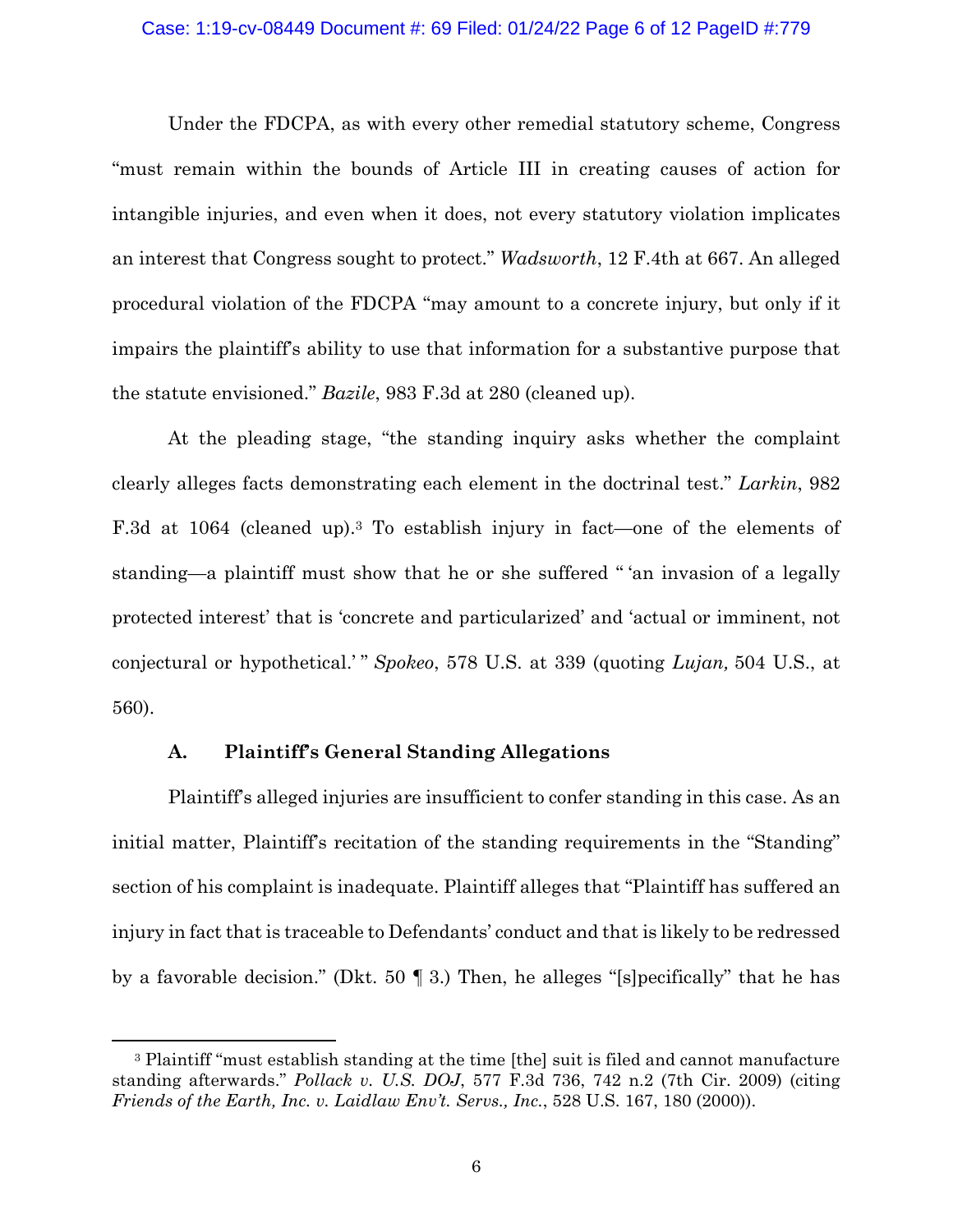Under the FDCPA, as with every other remedial statutory scheme, Congress "must remain within the bounds of Article III in creating causes of action for intangible injuries, and even when it does, not every statutory violation implicates an interest that Congress sought to protect." *Wadsworth*, 12 F.4th at 667. An alleged procedural violation of the FDCPA "may amount to a concrete injury, but only if it impairs the plaintiff's ability to use that information for a substantive purpose that the statute envisioned." *Bazile*, 983 F.3d at 280 (cleaned up).

At the pleading stage, "the standing inquiry asks whether the complaint clearly alleges facts demonstrating each element in the doctrinal test." *Larkin*, 982 F.3d at 1064 (cleaned up).[3] To establish injury in fact—one of the elements of standing—a plaintiff must show that he or she suffered " 'an invasion of a legally protected interest' that is 'concrete and particularized' and 'actual or imminent, not conjectural or hypothetical.' " *Spokeo*, 578 U.S. at 339 (quoting *Lujan,* 504 U.S., at 560).

### A. Plaintiff's General Standing Allegations

Plaintiff's alleged injuries are insufficient to confer standing in this case. As an initial matter, Plaintiff's recitation of the standing requirements in the "Standing" section of his complaint is inadequate. Plaintiff alleges that "Plaintiff has suffered an injury in fact that is traceable to Defendants' conduct and that is likely to be redressed by a favorable decision." (Dkt. 50 ¶ 3.) Then, he alleges "[s]pecifically" that he has

---

[3] Plaintiff "must establish standing at the time [the] suit is filed and cannot manufacture standing afterwards." *Pollack v. U.S. DOJ*, 577 F.3d 736, 742 n.2 (7th Cir. 2009) (citing *Friends of the Earth, Inc. v. Laidlaw Env't. Servs., Inc.*, 528 U.S. 167, 180 (2000)).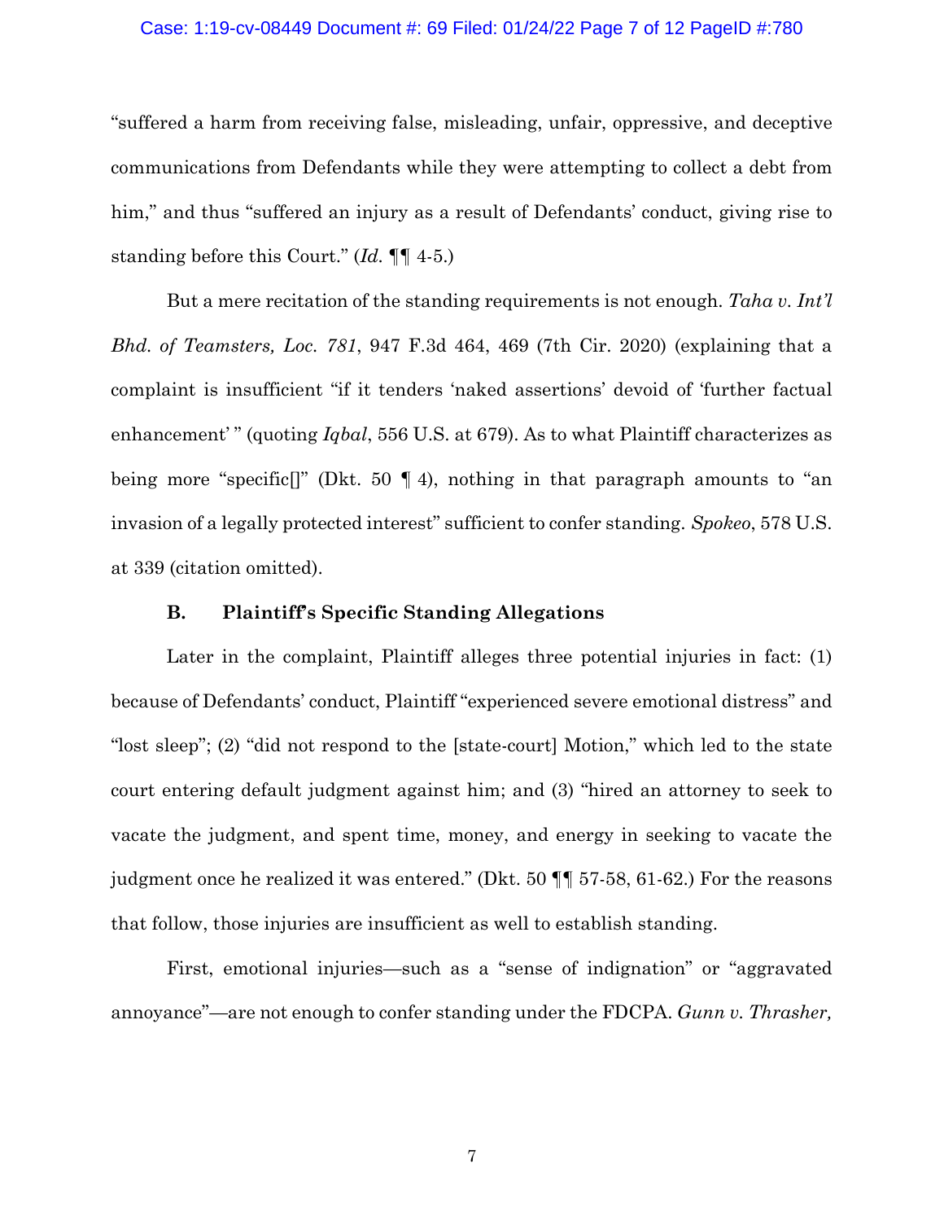"suffered a harm from receiving false, misleading, unfair, oppressive, and deceptive communications from Defendants while they were attempting to collect a debt from him," and thus "suffered an injury as a result of Defendants' conduct, giving rise to standing before this Court." (*Id.* ¶¶ 4-5.)

But a mere recitation of the standing requirements is not enough. *Taha v. Int'l Bhd. of Teamsters, Loc. 781*, 947 F.3d 464, 469 (7th Cir. 2020) (explaining that a complaint is insufficient "if it tenders 'naked assertions' devoid of 'further factual enhancement' " (quoting *Iqbal*, 556 U.S. at 679). As to what Plaintiff characterizes as being more "specific[]" (Dkt. 50 ¶ 4), nothing in that paragraph amounts to "an invasion of a legally protected interest" sufficient to confer standing. *Spokeo*, 578 U.S. at 339 (citation omitted).

### B. Plaintiff's Specific Standing Allegations

Later in the complaint, Plaintiff alleges three potential injuries in fact: (1) because of Defendants' conduct, Plaintiff "experienced severe emotional distress" and "lost sleep"; (2) "did not respond to the [state-court] Motion," which led to the state court entering default judgment against him; and (3) "hired an attorney to seek to vacate the judgment, and spent time, money, and energy in seeking to vacate the judgment once he realized it was entered." (Dkt. 50 ¶¶ 57-58, 61-62.) For the reasons that follow, those injuries are insufficient as well to establish standing.

First, emotional injuries—such as a "sense of indignation" or "aggravated annoyance"—are not enough to confer standing under the FDCPA. *Gunn v. Thrasher,*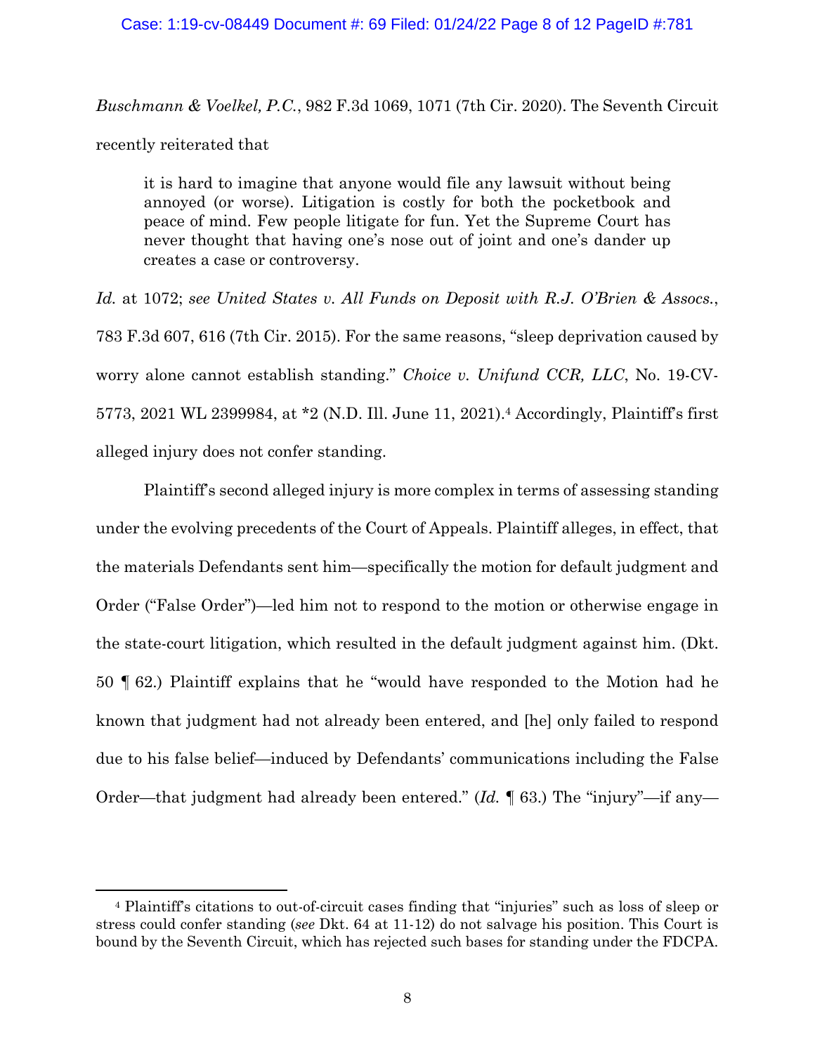*Buschmann & Voelkel, P.C.*, 982 F.3d 1069, 1071 (7th Cir. 2020). The Seventh Circuit recently reiterated that

> it is hard to imagine that anyone would file any lawsuit without being annoyed (or worse). Litigation is costly for both the pocketbook and peace of mind. Few people litigate for fun. Yet the Supreme Court has never thought that having one's nose out of joint and one's dander up creates a case or controversy.

*Id.* at 1072; *see United States v. All Funds on Deposit with R.J. O'Brien & Assocs.*, 783 F.3d 607, 616 (7th Cir. 2015). For the same reasons, "sleep deprivation caused by worry alone cannot establish standing." *Choice v. Unifund CCR, LLC*, No. 19-CV-5773, 2021 WL 2399984, at *2 (N.D. Ill. June 11, 2021).[4] Accordingly, Plaintiff's first alleged injury does not confer standing.

Plaintiff's second alleged injury is more complex in terms of assessing standing under the evolving precedents of the Court of Appeals. Plaintiff alleges, in effect, that the materials Defendants sent him—specifically the motion for default judgment and Order ("False Order")—led him not to respond to the motion or otherwise engage in the state-court litigation, which resulted in the default judgment against him. (Dkt. 50 ¶ 62.) Plaintiff explains that he "would have responded to the Motion had he known that judgment had not already been entered, and [he] only failed to respond due to his false belief—induced by Defendants' communications including the False Order—that judgment had already been entered." (*Id.* ¶ 63.) The "injury"—if any—

[4] Plaintiff's citations to out-of-circuit cases finding that "injuries" such as loss of sleep or stress could confer standing (*see* Dkt. 64 at 11-12) do not salvage his position. This Court is bound by the Seventh Circuit, which has rejected such bases for standing under the FDCPA.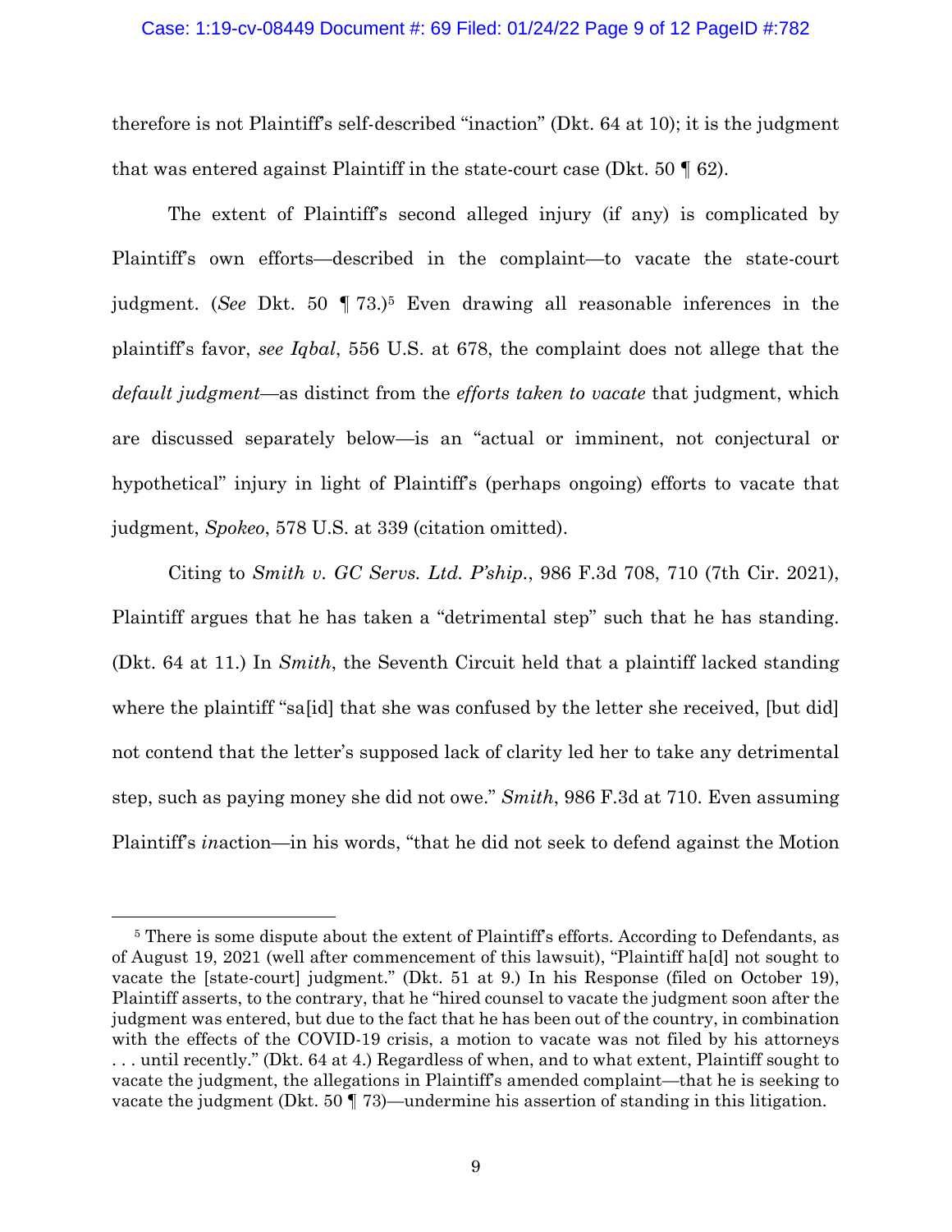therefore is not Plaintiff's self-described "inaction" (Dkt. 64 at 10); it is the judgment that was entered against Plaintiff in the state-court case (Dkt. 50 ¶ 62).

The extent of Plaintiff's second alleged injury (if any) is complicated by Plaintiff's own efforts—described in the complaint—to vacate the state-court judgment. (*See* Dkt. 50 ¶ 73.)[5] Even drawing all reasonable inferences in the plaintiff's favor, *see Iqbal*, 556 U.S. at 678, the complaint does not allege that the *default judgment*—as distinct from the *efforts taken to vacate* that judgment, which are discussed separately below—is an "actual or imminent, not conjectural or hypothetical" injury in light of Plaintiff's (perhaps ongoing) efforts to vacate that judgment, *Spokeo*, 578 U.S. at 339 (citation omitted).

Citing to *Smith v. GC Servs. Ltd. P'ship.*, 986 F.3d 708, 710 (7th Cir. 2021), Plaintiff argues that he has taken a "detrimental step" such that he has standing. (Dkt. 64 at 11.) In *Smith*, the Seventh Circuit held that a plaintiff lacked standing where the plaintiff "sa[id] that she was confused by the letter she received, [but did] not contend that the letter's supposed lack of clarity led her to take any detrimental step, such as paying money she did not owe." *Smith*, 986 F.3d at 710. Even assuming Plaintiff's *in*action—in his words, "that he did not seek to defend against the Motion

[5] There is some dispute about the extent of Plaintiff's efforts. According to Defendants, as of August 19, 2021 (well after commencement of this lawsuit), "Plaintiff ha[d] not sought to vacate the [state-court] judgment." (Dkt. 51 at 9.) In his Response (filed on October 19), Plaintiff asserts, to the contrary, that he "hired counsel to vacate the judgment soon after the judgment was entered, but due to the fact that he has been out of the country, in combination with the effects of the COVID-19 crisis, a motion to vacate was not filed by his attorneys . . . until recently." (Dkt. 64 at 4.) Regardless of when, and to what extent, Plaintiff sought to vacate the judgment, the allegations in Plaintiff's amended complaint—that he is seeking to vacate the judgment (Dkt. 50 ¶ 73)—undermine his assertion of standing in this litigation.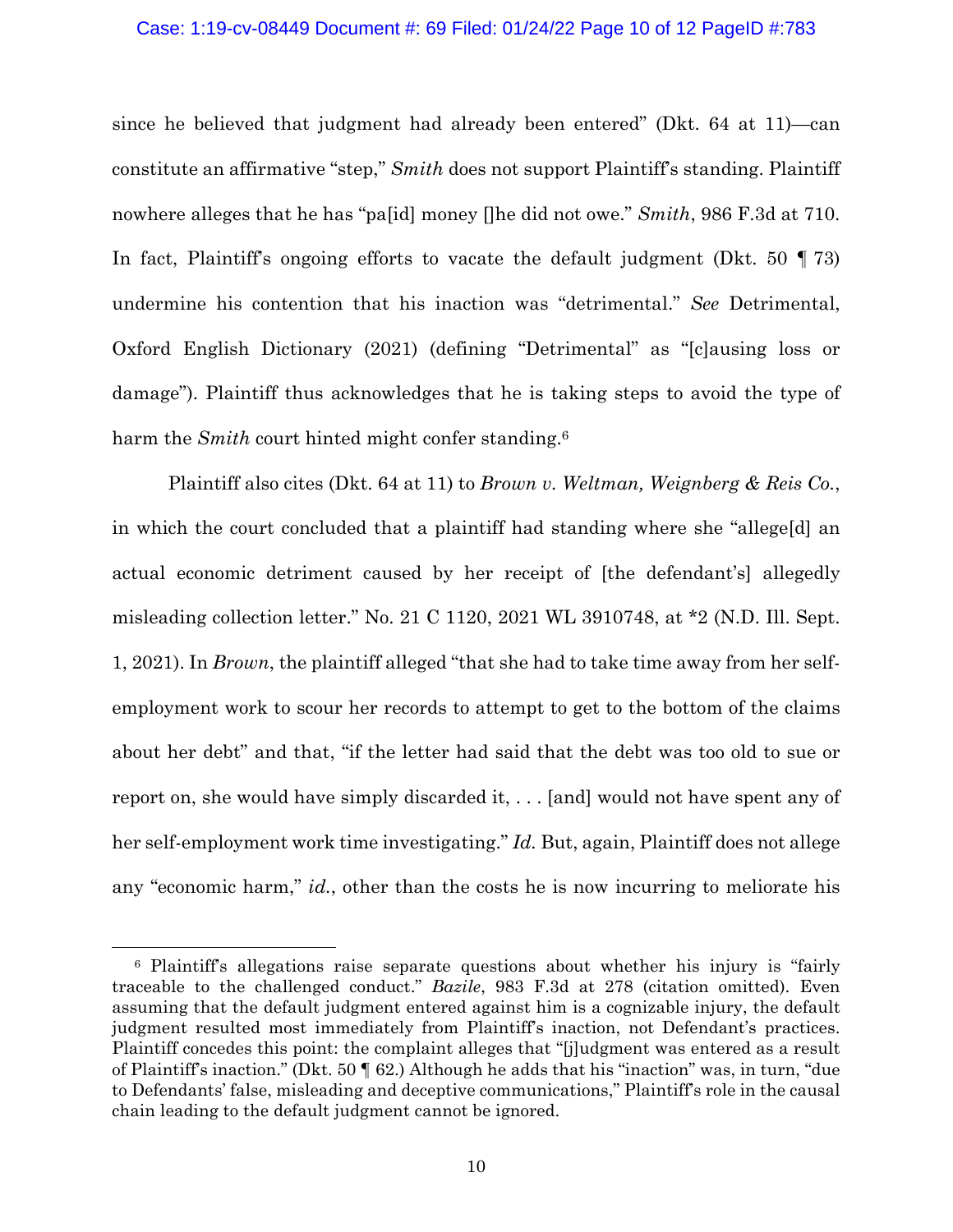since he believed that judgment had already been entered" (Dkt. 64 at 11)—can constitute an affirmative "step," *Smith* does not support Plaintiff's standing. Plaintiff nowhere alleges that he has "pa[id] money []he did not owe." *Smith*, 986 F.3d at 710. In fact, Plaintiff's ongoing efforts to vacate the default judgment (Dkt. 50 ¶ 73) undermine his contention that his inaction was "detrimental." *See* Detrimental, Oxford English Dictionary (2021) (defining "Detrimental" as "[c]ausing loss or damage"). Plaintiff thus acknowledges that he is taking steps to avoid the type of harm the *Smith* court hinted might confer standing.[6]

Plaintiff also cites (Dkt. 64 at 11) to *Brown v. Weltman, Weignberg & Reis Co.*, in which the court concluded that a plaintiff had standing where she "allege[d] an actual economic detriment caused by her receipt of [the defendant's] allegedly misleading collection letter." No. 21 C 1120, 2021 WL 3910748, at *2 (N.D. Ill. Sept. 1, 2021). In *Brown*, the plaintiff alleged "that she had to take time away from her self-employment work to scour her records to attempt to get to the bottom of the claims about her debt" and that, "if the letter had said that the debt was too old to sue or report on, she would have simply discarded it, . . . [and] would not have spent any of her self-employment work time investigating." *Id.* But, again, Plaintiff does not allege any "economic harm," *id.*, other than the costs he is now incurring to meliorate his

---

[6] Plaintiff's allegations raise separate questions about whether his injury is "fairly traceable to the challenged conduct." *Bazile*, 983 F.3d at 278 (citation omitted). Even assuming that the default judgment entered against him is a cognizable injury, the default judgment resulted most immediately from Plaintiff's inaction, not Defendant's practices. Plaintiff concedes this point: the complaint alleges that "[j]udgment was entered as a result of Plaintiff's inaction." (Dkt. 50 ¶ 62.) Although he adds that his "inaction" was, in turn, "due to Defendants' false, misleading and deceptive communications," Plaintiff's role in the causal chain leading to the default judgment cannot be ignored.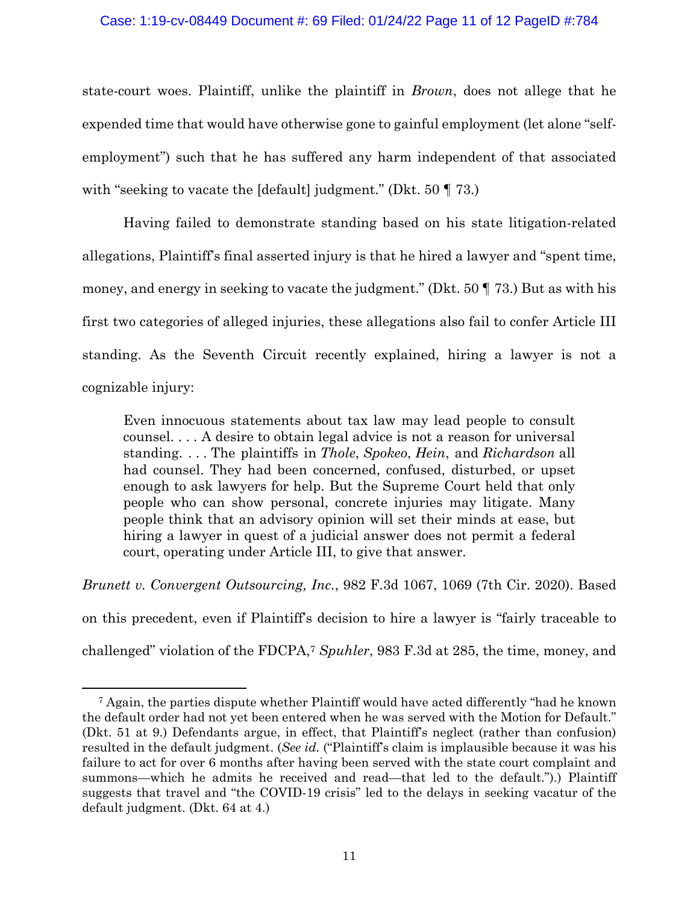state-court woes. Plaintiff, unlike the plaintiff in *Brown*, does not allege that he expended time that would have otherwise gone to gainful employment (let alone "self-employment") such that he has suffered any harm independent of that associated with "seeking to vacate the [default] judgment." (Dkt. 50 ¶ 73.)

Having failed to demonstrate standing based on his state litigation-related allegations, Plaintiff's final asserted injury is that he hired a lawyer and "spent time, money, and energy in seeking to vacate the judgment." (Dkt. 50 ¶ 73.) But as with his first two categories of alleged injuries, these allegations also fail to confer Article III standing. As the Seventh Circuit recently explained, hiring a lawyer is not a cognizable injury:

> Even innocuous statements about tax law may lead people to consult counsel. . . . A desire to obtain legal advice is not a reason for universal standing. . . . The plaintiffs in *Thole*, *Spokeo*, *Hein*, and *Richardson* all had counsel. They had been concerned, confused, disturbed, or upset enough to ask lawyers for help. But the Supreme Court held that only people who can show personal, concrete injuries may litigate. Many people think that an advisory opinion will set their minds at ease, but hiring a lawyer in quest of a judicial answer does not permit a federal court, operating under Article III, to give that answer.

*Brunett v. Convergent Outsourcing, Inc.*, 982 F.3d 1067, 1069 (7th Cir. 2020). Based on this precedent, even if Plaintiff's decision to hire a lawyer is "fairly traceable to challenged" violation of the FDCPA,[7] *Spuhler*, 983 F.3d at 285, the time, money, and

---

[7] Again, the parties dispute whether Plaintiff would have acted differently "had he known the default order had not yet been entered when he was served with the Motion for Default." (Dkt. 51 at 9.) Defendants argue, in effect, that Plaintiff's neglect (rather than confusion) resulted in the default judgment. (*See id.* ("Plaintiff's claim is implausible because it was his failure to act for over 6 months after having been served with the state court complaint and summons—which he admits he received and read—that led to the default.").) Plaintiff suggests that travel and "the COVID-19 crisis" led to the delays in seeking vacatur of the default judgment. (Dkt. 64 at 4.)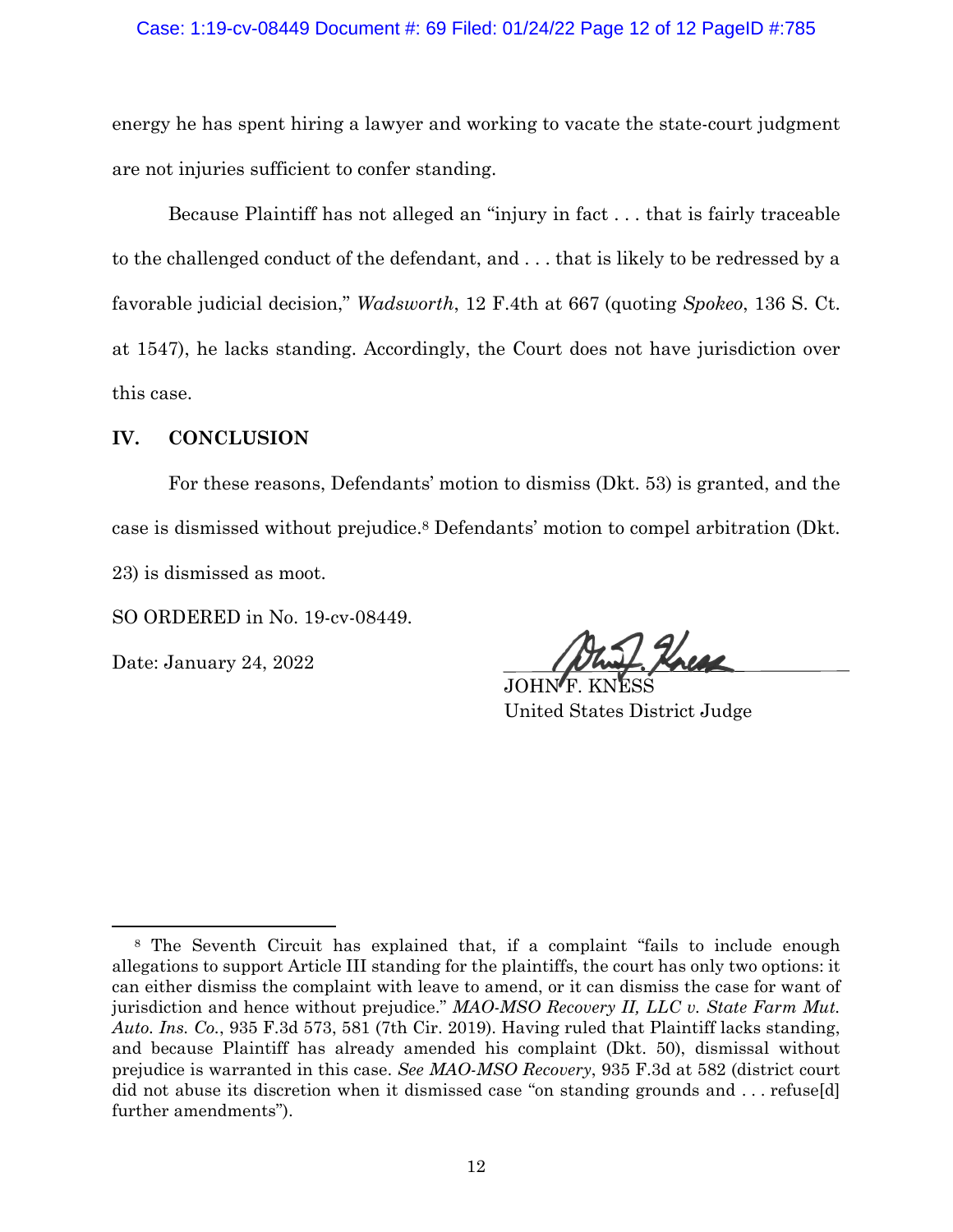energy he has spent hiring a lawyer and working to vacate the state-court judgment are not injuries sufficient to confer standing.

Because Plaintiff has not alleged an "injury in fact . . . that is fairly traceable to the challenged conduct of the defendant, and . . . that is likely to be redressed by a favorable judicial decision," *Wadsworth*, 12 F.4th at 667 (quoting *Spokeo*, 136 S. Ct. at 1547), he lacks standing. Accordingly, the Court does not have jurisdiction over this case.

## IV. CONCLUSION

For these reasons, Defendants' motion to dismiss (Dkt. 53) is granted, and the case is dismissed without prejudice.[8] Defendants' motion to compel arbitration (Dkt. 23) is dismissed as moot.

SO ORDERED in No. 19-cv-08449.

Date: January 24, 2022

JOHN F. KNESS
United States District Judge

---

[8] The Seventh Circuit has explained that, if a complaint "fails to include enough allegations to support Article III standing for the plaintiffs, the court has only two options: it can either dismiss the complaint with leave to amend, or it can dismiss the case for want of jurisdiction and hence without prejudice." *MAO-MSO Recovery II, LLC v. State Farm Mut. Auto. Ins. Co.*, 935 F.3d 573, 581 (7th Cir. 2019). Having ruled that Plaintiff lacks standing, and because Plaintiff has already amended his complaint (Dkt. 50), dismissal without prejudice is warranted in this case. *See MAO-MSO Recovery*, 935 F.3d at 582 (district court did not abuse its discretion when it dismissed case "on standing grounds and . . . refuse[d] further amendments").